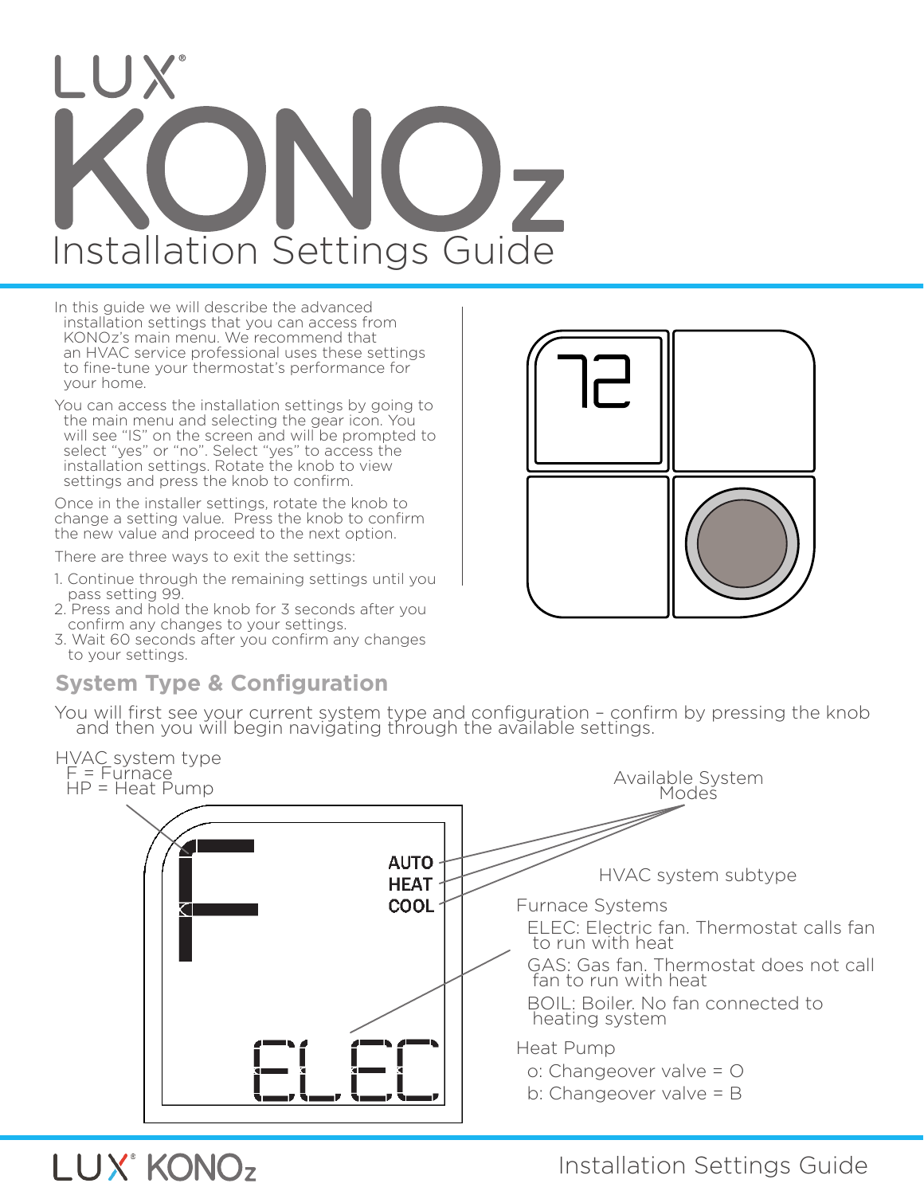# LUX KONOz

## Installation Settings Guide

In this guide we will describe the advanced installation settings that you can access from KONOz's main menu. We recommend that an HVAC service professional uses these settings to fine-tune your thermostat's performance for your home.

You can access the installation settings by going to the main menu and selecting the gear icon. You will see "IS" on the screen and will be prompted to select "yes" or "no". Select "yes" to access the installation settings. Rotate the knob to view settings and press the knob to confirm.

Once in the installer settings, rotate the knob to change a setting value. Press the knob to confirm the new value and proceed to the next option.

There are three ways to exit the settings:

1. Continue through the remaining settings until you pass setting 99.
2. Press and hold the knob for 3 seconds after you confirm any changes to your settings.
3. Wait 60 seconds after you confirm any changes to your settings.

## System Type & Configuration

You will first see your current system type and configuration – confirm by pressing the knob and then you will begin navigating through the available settings.

HVAC system type
- F = Furnace
- HP = Heat Pump

Available System Modes

AUTO
HEAT
COOL

F

ELEC

HVAC system subtype

Furnace Systems
- ELEC: Electric fan. Thermostat calls fan to run with heat
- GAS: Gas fan. Thermostat does not call fan to run with heat
- BOIL: Boiler. No fan connected to heating system

Heat Pump
- o: Changeover valve = O
- b: Changeover valve = B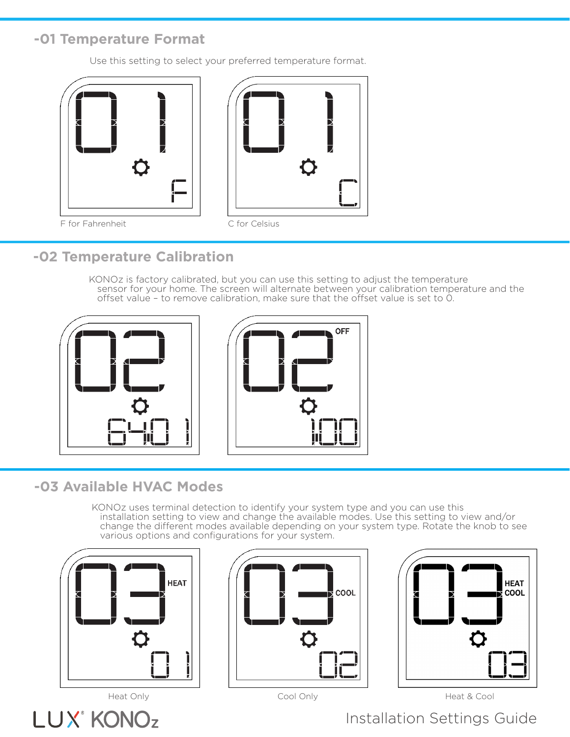## -01 Temperature Format

Use this setting to select your preferred temperature format.

F for Fahrenheit

C for Celsius

## -02 Temperature Calibration

KONOz is factory calibrated, but you can use this setting to adjust the temperature sensor for your home. The screen will alternate between your calibration temperature and the offset value – to remove calibration, make sure that the offset value is set to 0.

## -03 Available HVAC Modes

KONOz uses terminal detection to identify your system type and you can use this installation setting to view and change the available modes. Use this setting to view and/or change the different modes available depending on your system type. Rotate the knob to see various options and configurations for your system.

Heat Only

Cool Only

Heat & Cool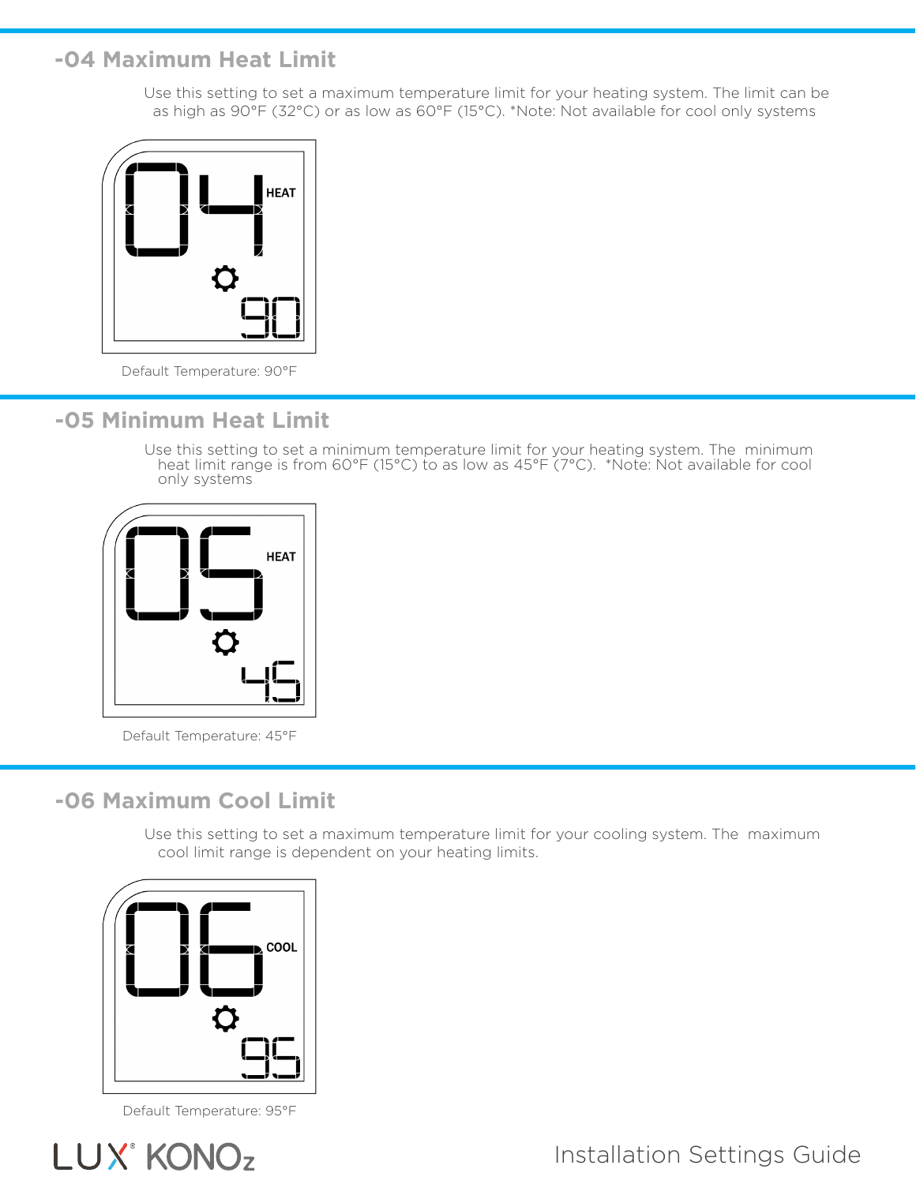## -04 Maximum Heat Limit

Use this setting to set a maximum temperature limit for your heating system. The limit can be as high as 90°F (32°C) or as low as 60°F (15°C). *Note: Not available for cool only systems

Default Temperature: 90°F

## -05 Minimum Heat Limit

Use this setting to set a minimum temperature limit for your heating system. The minimum heat limit range is from 60°F (15°C) to as low as 45°F (7°C). *Note: Not available for cool only systems

Default Temperature: 45°F

## -06 Maximum Cool Limit

Use this setting to set a maximum temperature limit for your cooling system. The maximum cool limit range is dependent on your heating limits.

Default Temperature: 95°F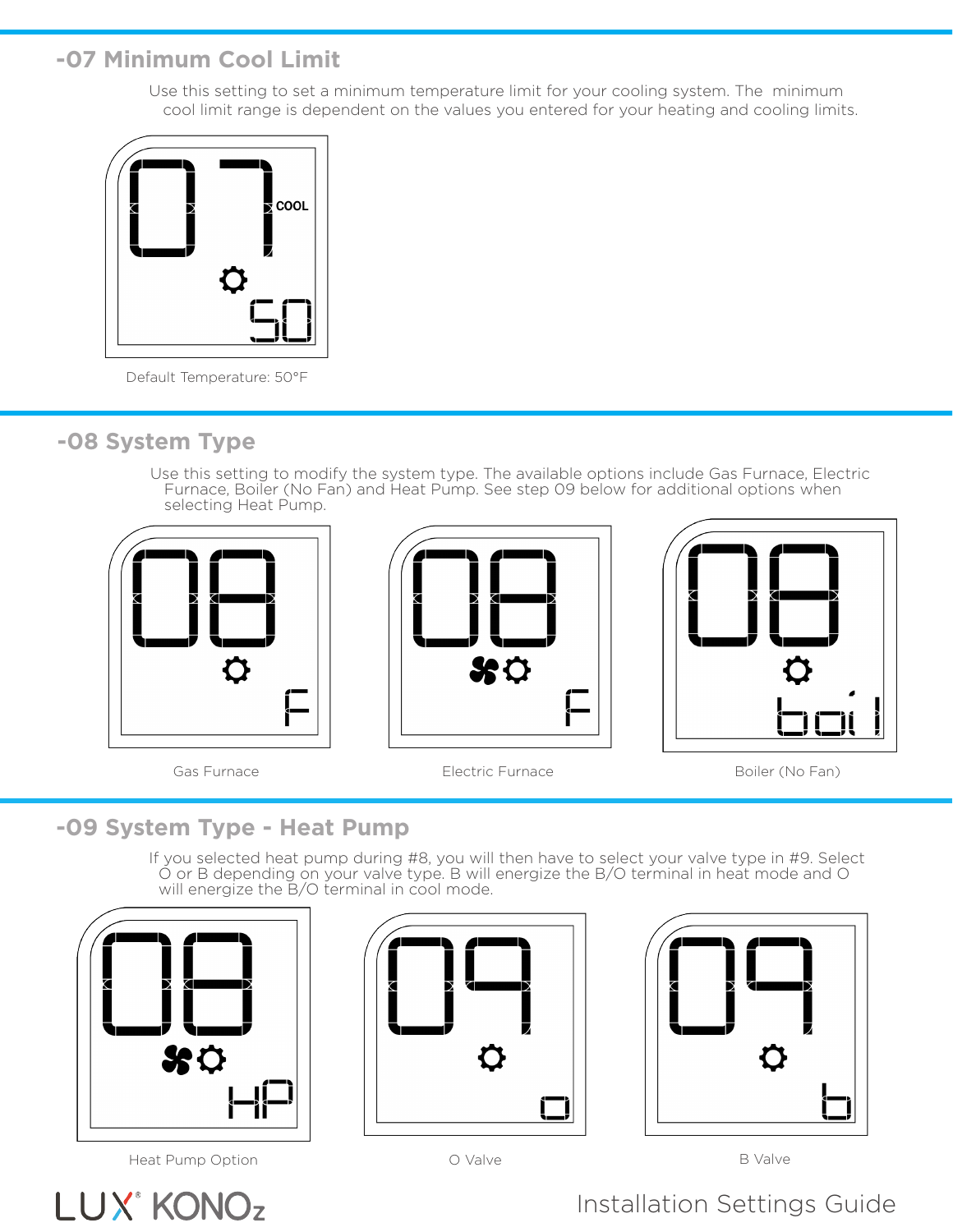## -07 Minimum Cool Limit

Use this setting to set a minimum temperature limit for your cooling system. The minimum cool limit range is dependent on the values you entered for your heating and cooling limits.

Default Temperature: 50°F

## -08 System Type

Use this setting to modify the system type. The available options include Gas Furnace, Electric Furnace, Boiler (No Fan) and Heat Pump. See step 09 below for additional options when selecting Heat Pump.

Gas Furnace

Electric Furnace

Boiler (No Fan)

## -09 System Type - Heat Pump

If you selected heat pump during #8, you will then have to select your valve type in #9. Select O or B depending on your valve type. B will energize the B/O terminal in heat mode and O will energize the B/O terminal in cool mode.

Heat Pump Option

O Valve

B Valve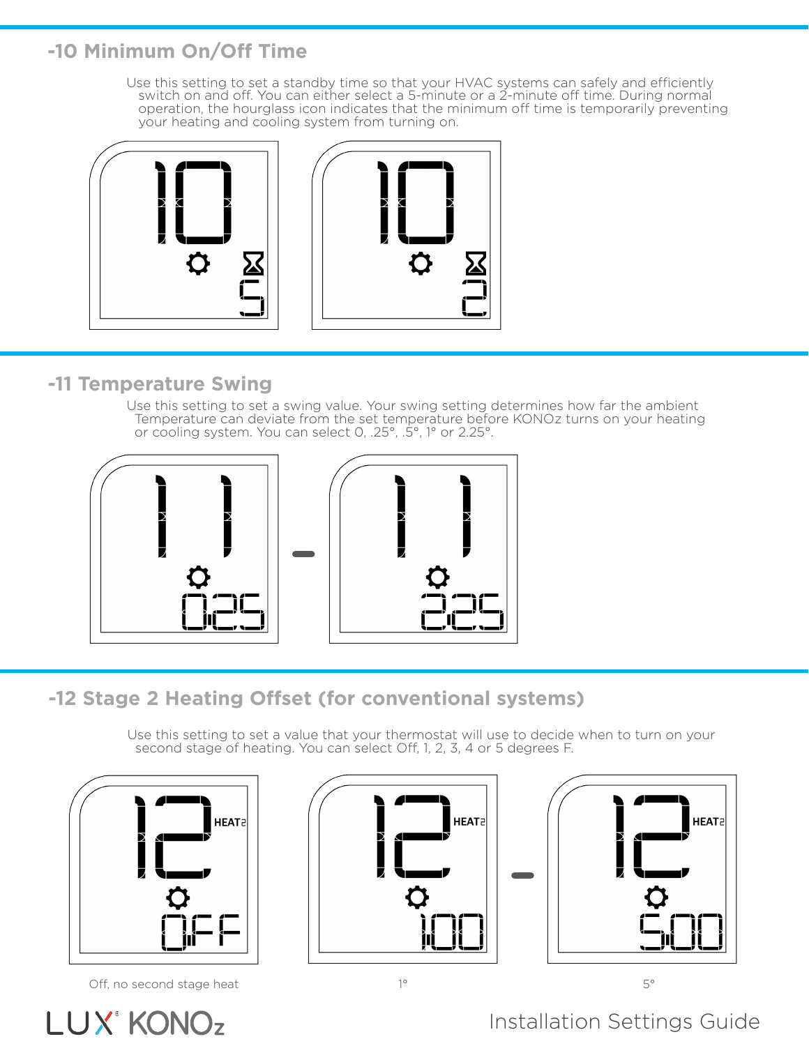## -10 Minimum On/Off Time

Use this setting to set a standby time so that your HVAC systems can safely and efficiently switch on and off. You can either select a 5-minute or a 2-minute off time. During normal operation, the hourglass icon indicates that the minimum off time is temporarily preventing your heating and cooling system from turning on.

## -11 Temperature Swing

Use this setting to set a swing value. Your swing setting determines how far the ambient Temperature can deviate from the set temperature before KONOz turns on your heating or cooling system. You can select 0, .25°, .5°, 1° or 2.25°.

## -12 Stage 2 Heating Offset (for conventional systems)

Use this setting to set a value that your thermostat will use to decide when to turn on your second stage of heating. You can select Off, 1, 2, 3, 4 or 5 degrees F.

Off, no second stage heat

1°

5°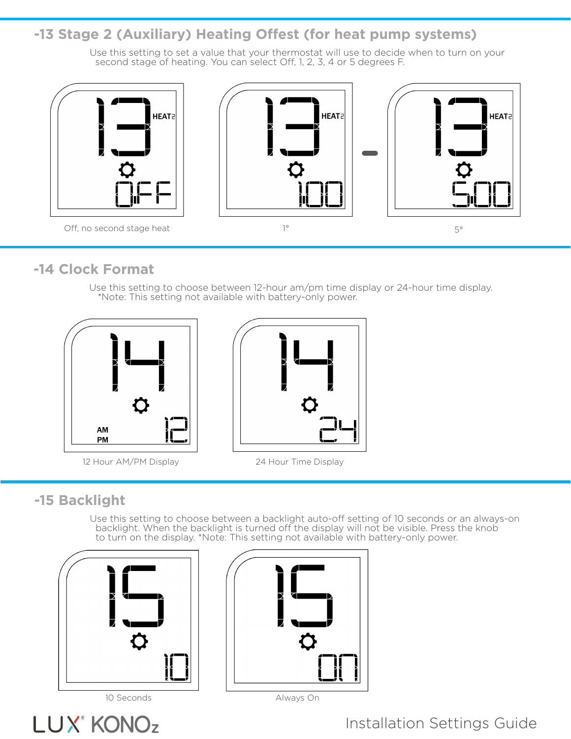## -13 Stage 2 (Auxiliary) Heating Offest (for heat pump systems)

Use this setting to set a value that your thermostat will use to decide when to turn on your second stage of heating. You can select Off, 1, 2, 3, 4 or 5 degrees F.

Off, no second stage heat

1°

5°

## -14 Clock Format

Use this setting to choose between 12-hour am/pm time display or 24-hour time display. *Note: This setting not available with battery-only power.

12 Hour AM/PM Display

24 Hour Time Display

## -15 Backlight

Use this setting to choose between a backlight auto-off setting of 10 seconds or an always-on backlight. When the backlight is turned off the display will not be visible. Press the knob to turn on the display. *Note: This setting not available with battery-only power.

10 Seconds

Always On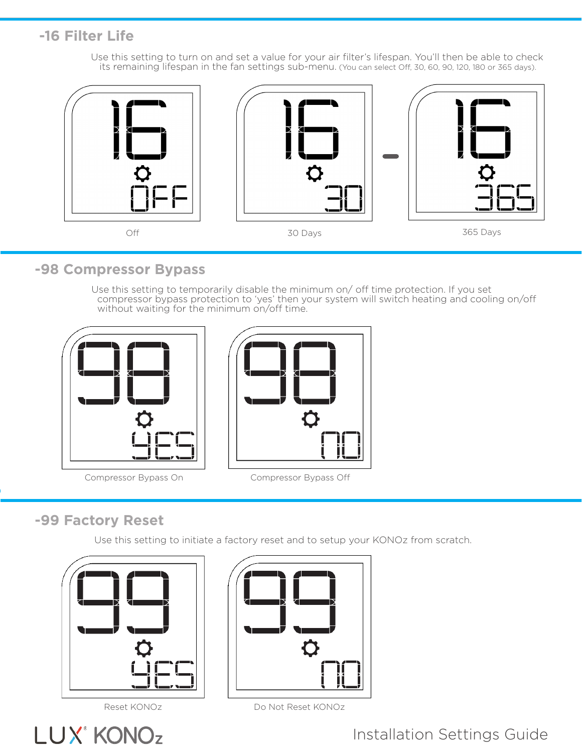## -16 Filter Life

Use this setting to turn on and set a value for your air filter's lifespan. You'll then be able to check its remaining lifespan in the fan settings sub-menu. (You can select Off, 30, 60, 90, 120, 180 or 365 days).

Off

30 Days

365 Days

## -98 Compressor Bypass

Use this setting to temporarily disable the minimum on/ off time protection. If you set compressor bypass protection to 'yes' then your system will switch heating and cooling on/off without waiting for the minimum on/off time.

Compressor Bypass On

Compressor Bypass Off

## -99 Factory Reset

Use this setting to initiate a factory reset and to setup your KONOz from scratch.

Reset KONOz

Do Not Reset KONOz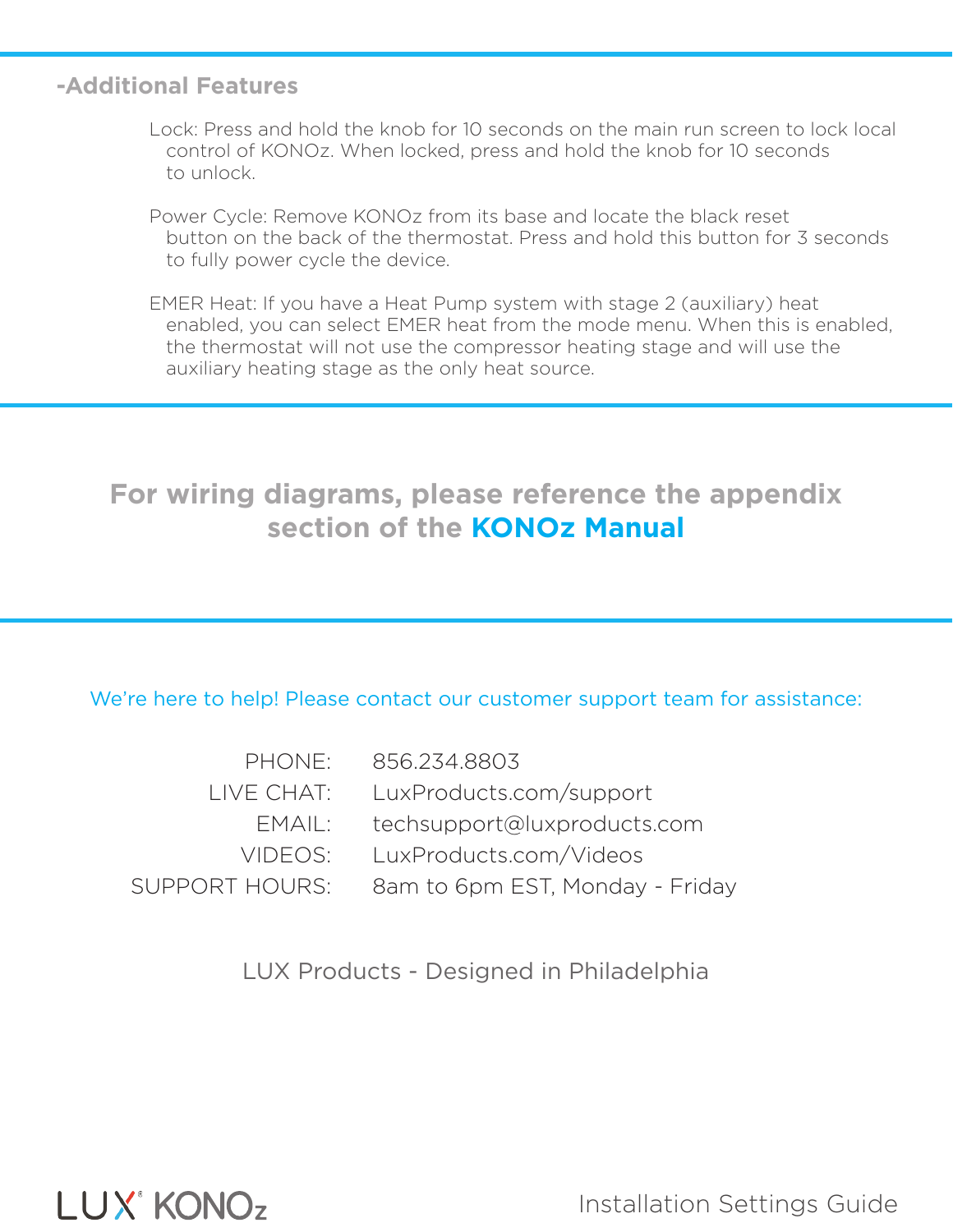## -Additional Features

Lock: Press and hold the knob for 10 seconds on the main run screen to lock local control of KONOz. When locked, press and hold the knob for 10 seconds to unlock.

Power Cycle: Remove KONOz from its base and locate the black reset button on the back of the thermostat. Press and hold this button for 3 seconds to fully power cycle the device.

EMER Heat: If you have a Heat Pump system with stage 2 (auxiliary) heat enabled, you can select EMER heat from the mode menu. When this is enabled, the thermostat will not use the compressor heating stage and will use the auxiliary heating stage as the only heat source.

## For wiring diagrams, please reference the appendix section of the **KONOz Manual**

We're here to help! Please contact our customer support team for assistance:

| | |
|---|---|
| PHONE: | 856.234.8803 |
| LIVE CHAT: | LuxProducts.com/support |
| EMAIL: | techsupport@luxproducts.com |
| VIDEOS: | LuxProducts.com/Videos |
| SUPPORT HOURS: | 8am to 6pm EST, Monday - Friday |

LUX Products - Designed in Philadelphia